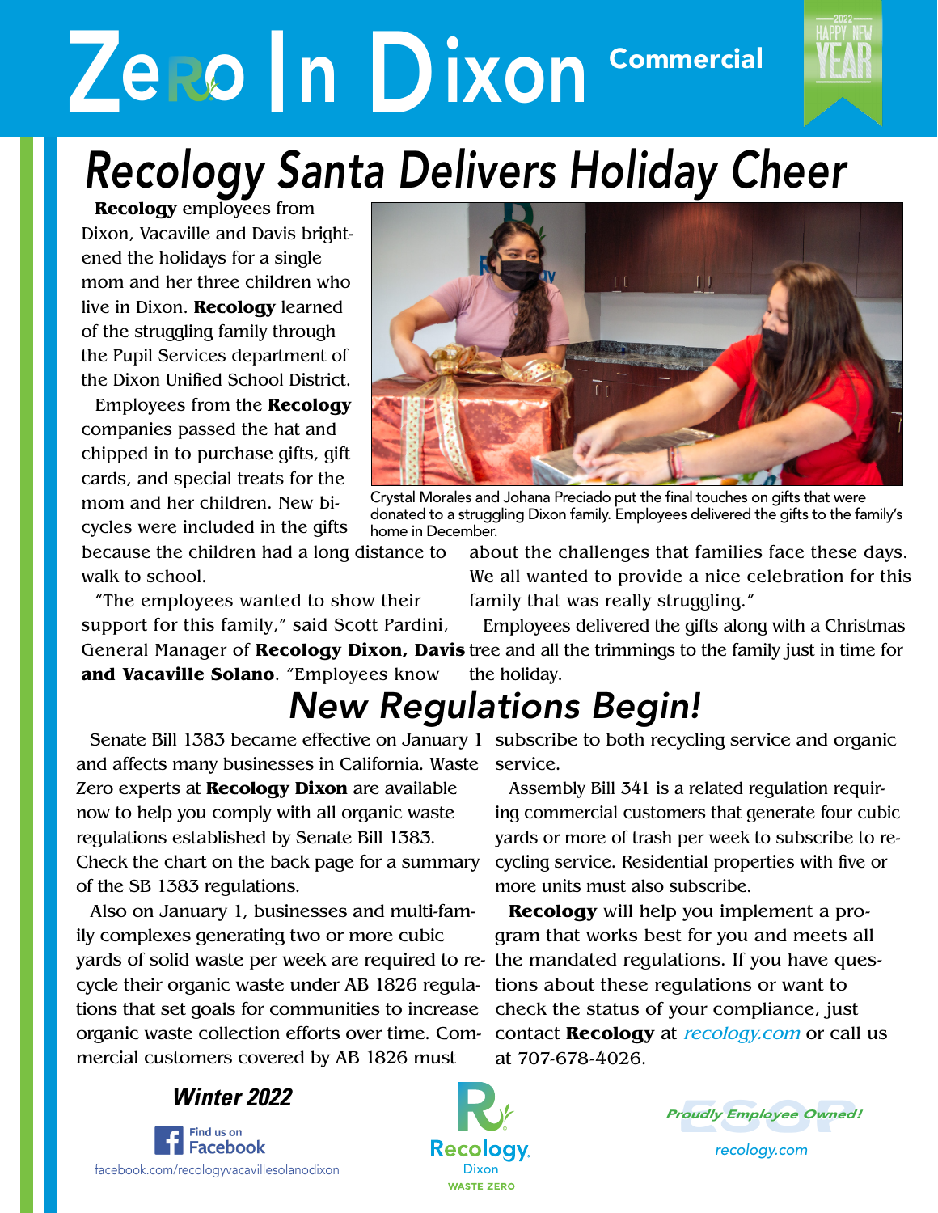# Zero In Dixon Commercial

2022 HAPPY NEW YEAR

## Recology Santa Delivers Holiday Cheer

**Recology** employees from Dixon, Vacaville and Davis brightened the holidays for a single mom and her three children who live in Dixon. **Recology** learned of the struggling family through the Pupil Services department of the Dixon Unified School District.

Employees from the **Recology** companies passed the hat and chipped in to purchase gifts, gift cards, and special treats for the mom and her children. New bicycles were included in the gifts because the children had a long distance to walk to school.

Crystal Morales and Johana Preciado put the final touches on gifts that were donated to a struggling Dixon family. Employees delivered the gifts to the family's home in December.

"The employees wanted to show their support for this family," said Scott Pardini, General Manager of **Recology Dixon, Davis and Vacaville Solano**. "Employees know about the challenges that families face these days. We all wanted to provide a nice celebration for this family that was really struggling."

Employees delivered the gifts along with a Christmas tree and all the trimmings to the family just in time for the holiday.

## New Regulations Begin!

Senate Bill 1383 became effective on January 1 and affects many businesses in California. Waste Zero experts at **Recology Dixon** are available now to help you comply with all organic waste regulations established by Senate Bill 1383. Check the chart on the back page for a summary of the SB 1383 regulations.

Also on January 1, businesses and multi-family complexes generating two or more cubic yards of solid waste per week are required to recycle their organic waste under AB 1826 regulations that set goals for communities to increase organic waste collection efforts over time. Commercial customers covered by AB 1826 must subscribe to both recycling service and organic service.

Assembly Bill 341 is a related regulation requiring commercial customers that generate four cubic yards or more of trash per week to subscribe to recycling service. Residential properties with five or more units must also subscribe.

**Recology** will help you implement a program that works best for you and meets all the mandated regulations. If you have questions about these regulations or want to check the status of your compliance, just contact **Recology** at *recology.com* or call us at 707-678-4026.

***Winter 2022***

Find us on Facebook
facebook.com/recologyvacavillesolanodixon

Recology. Dixon WASTE ZERO

*Proudly Employee Owned!*
*recology.com*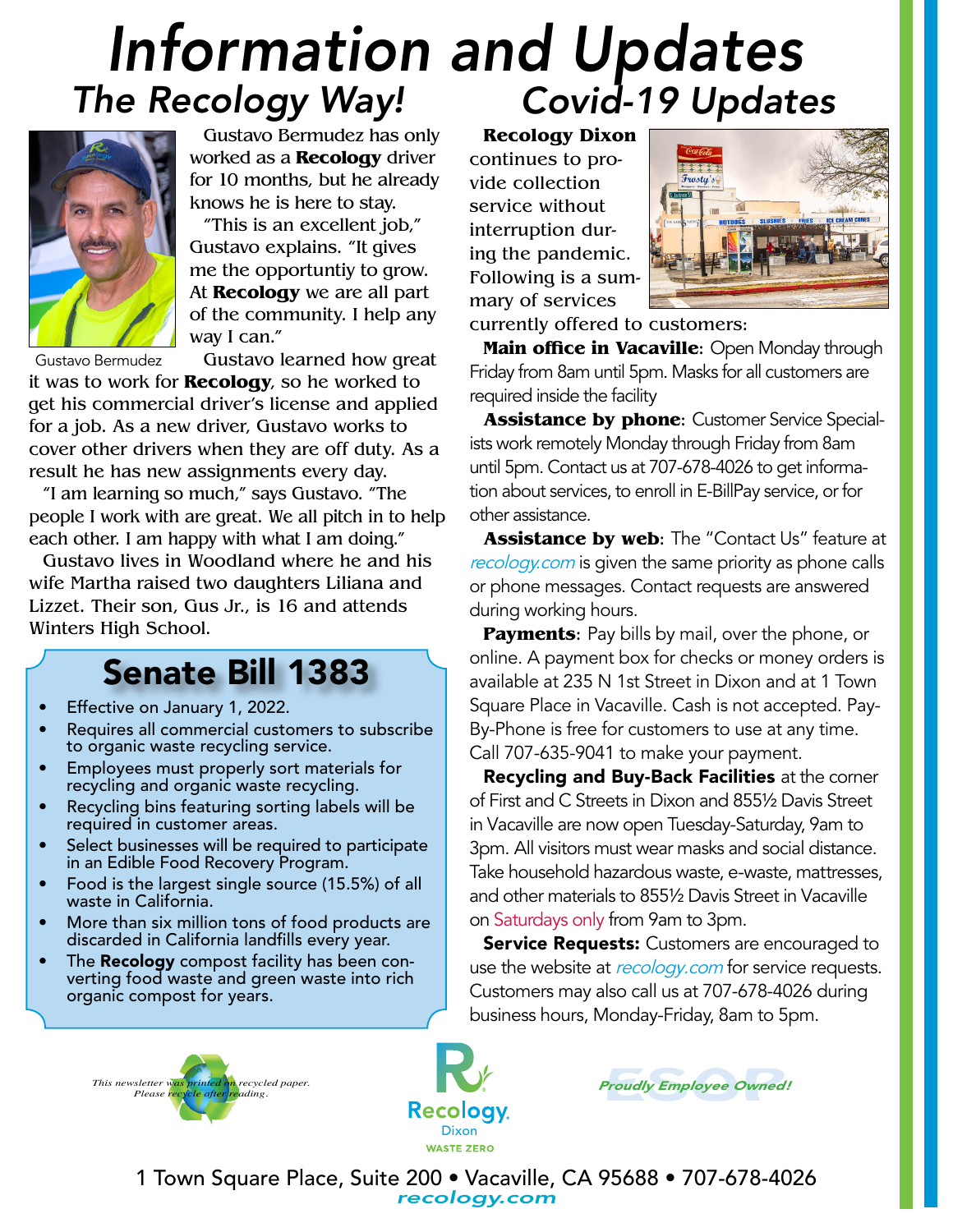# Information and Updates

## The Recology Way!

Gustavo Bermudez

Gustavo Bermudez has only worked as a **Recology** driver for 10 months, but he already knows he is here to stay.

"This is an excellent job," Gustavo explains. "It gives me the opportuntiy to grow. At **Recology** we are all part of the community. I help any way I can."

Gustavo learned how great it was to work for **Recology**, so he worked to get his commercial driver's license and applied for a job. As a new driver, Gustavo works to cover other drivers when they are off duty. As a result he has new assignments every day.

"I am learning so much," says Gustavo. "The people I work with are great. We all pitch in to help each other. I am happy with what I am doing."

Gustavo lives in Woodland where he and his wife Martha raised two daughters Liliana and Lizzet. Their son, Gus Jr., is 16 and attends Winters High School.

## Senate Bill 1383

- Effective on January 1, 2022.
- Requires all commercial customers to subscribe to organic waste recycling service.
- Employees must properly sort materials for recycling and organic waste recycling.
- Recycling bins featuring sorting labels will be required in customer areas.
- Select businesses will be required to participate in an Edible Food Recovery Program.
- Food is the largest single source (15.5%) of all waste in California.
- More than six million tons of food products are discarded in California landfills every year.
- The **Recology** compost facility has been converting food waste and green waste into rich organic compost for years.

## Covid-19 Updates

**Recology Dixon** continues to provide collection service without interruption during the pandemic. Following is a summary of services currently offered to customers:

**Main office in Vacaville**: Open Monday through Friday from 8am until 5pm. Masks for all customers are required inside the facility

**Assistance by phone**: Customer Service Specialists work remotely Monday through Friday from 8am until 5pm. Contact us at 707-678-4026 to get information about services, to enroll in E-BillPay service, or for other assistance.

**Assistance by web**: The "Contact Us" feature at *recology.com* is given the same priority as phone calls or phone messages. Contact requests are answered during working hours.

**Payments**: Pay bills by mail, over the phone, or online. A payment box for checks or money orders is available at 235 N 1st Street in Dixon and at 1 Town Square Place in Vacaville. Cash is not accepted. Pay-By-Phone is free for customers to use at any time. Call 707-635-9041 to make your payment.

**Recycling and Buy-Back Facilities** at the corner of First and C Streets in Dixon and 855½ Davis Street in Vacaville are now open Tuesday-Saturday, 9am to 3pm. All visitors must wear masks and social distance. Take household hazardous waste, e-waste, mattresses, and other materials to 855½ Davis Street in Vacaville on Saturdays only from 9am to 3pm.

**Service Requests:** Customers are encouraged to use the website at *recology.com* for service requests. Customers may also call us at 707-678-4026 during business hours, Monday-Friday, 8am to 5pm.

*This newsletter was printed on recycled paper. Please recycle after reading.*

Recology. Dixon WASTE ZERO

*Proudly Employee Owned!*

1 Town Square Place, Suite 200 • Vacaville, CA 95688 • 707-678-4026
*recology.com*